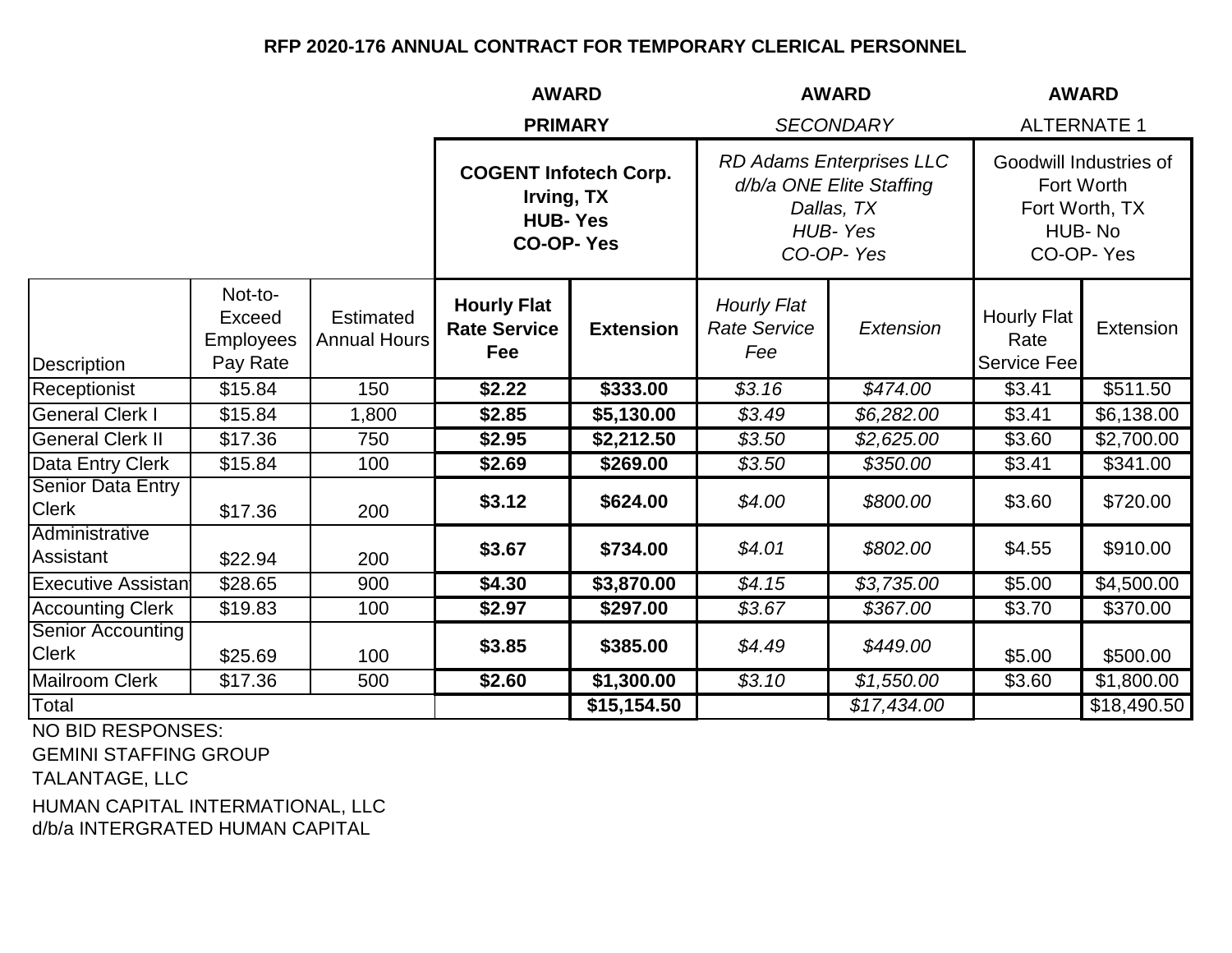## RFP 2020-176 ANNUAL CONTRACT FOR TEMPORARY CLERICAL PERSONNEL

| | | | **AWARD** | | *AWARD* | | AWARD | |
|---|---|---|---|---|---|---|---|---|
| | | | **PRIMARY** | | *SECONDARY* | | ALTERNATE 1 | |
| | | | **COGENT Infotech Corp. Irving, TX HUB- Yes CO-OP- Yes** | | *RD Adams Enterprises LLC d/b/a ONE Elite Staffing Dallas, TX HUB- Yes CO-OP- Yes* | | Goodwill Industries of Fort Worth Fort Worth, TX HUB- No CO-OP- Yes | |
| Description | Not-to-Exceed Employees Pay Rate | Estimated Annual Hours | **Hourly Flat Rate Service Fee** | **Extension** | *Hourly Flat Rate Service Fee* | *Extension* | Hourly Flat Rate Service Fee | Extension |
| Receptionist | $15.84 | 150 | **$2.22** | **$333.00** | *$3.16* | *$474.00* | $3.41 | $511.50 |
| General Clerk I | $15.84 | 1,800 | **$2.85** | **$5,130.00** | *$3.49* | *$6,282.00* | $3.41 | $6,138.00 |
| General Clerk II | $17.36 | 750 | **$2.95** | **$2,212.50** | *$3.50* | *$2,625.00* | $3.60 | $2,700.00 |
| Data Entry Clerk | $15.84 | 100 | **$2.69** | **$269.00** | *$3.50* | *$350.00* | $3.41 | $341.00 |
| Senior Data Entry Clerk | $17.36 | 200 | **$3.12** | **$624.00** | *$4.00* | *$800.00* | $3.60 | $720.00 |
| Administrative Assistant | $22.94 | 200 | **$3.67** | **$734.00** | *$4.01* | *$802.00* | $4.55 | $910.00 |
| Executive Assistant | $28.65 | 900 | **$4.30** | **$3,870.00** | *$4.15* | *$3,735.00* | $5.00 | $4,500.00 |
| Accounting Clerk | $19.83 | 100 | **$2.97** | **$297.00** | *$3.67* | *$367.00* | $3.70 | $370.00 |
| Senior Accounting Clerk | $25.69 | 100 | **$3.85** | **$385.00** | *$4.49* | *$449.00* | $5.00 | $500.00 |
| Mailroom Clerk | $17.36 | 500 | **$2.60** | **$1,300.00** | *$3.10* | *$1,550.00* | $3.60 | $1,800.00 |
| Total | | | | **$15,154.50** | | *$17,434.00* | | $18,490.50 |

NO BID RESPONSES:

GEMINI STAFFING GROUP

TALANTAGE, LLC

HUMAN CAPITAL INTERMATIONAL, LLC
d/b/a INTERGRATED HUMAN CAPITAL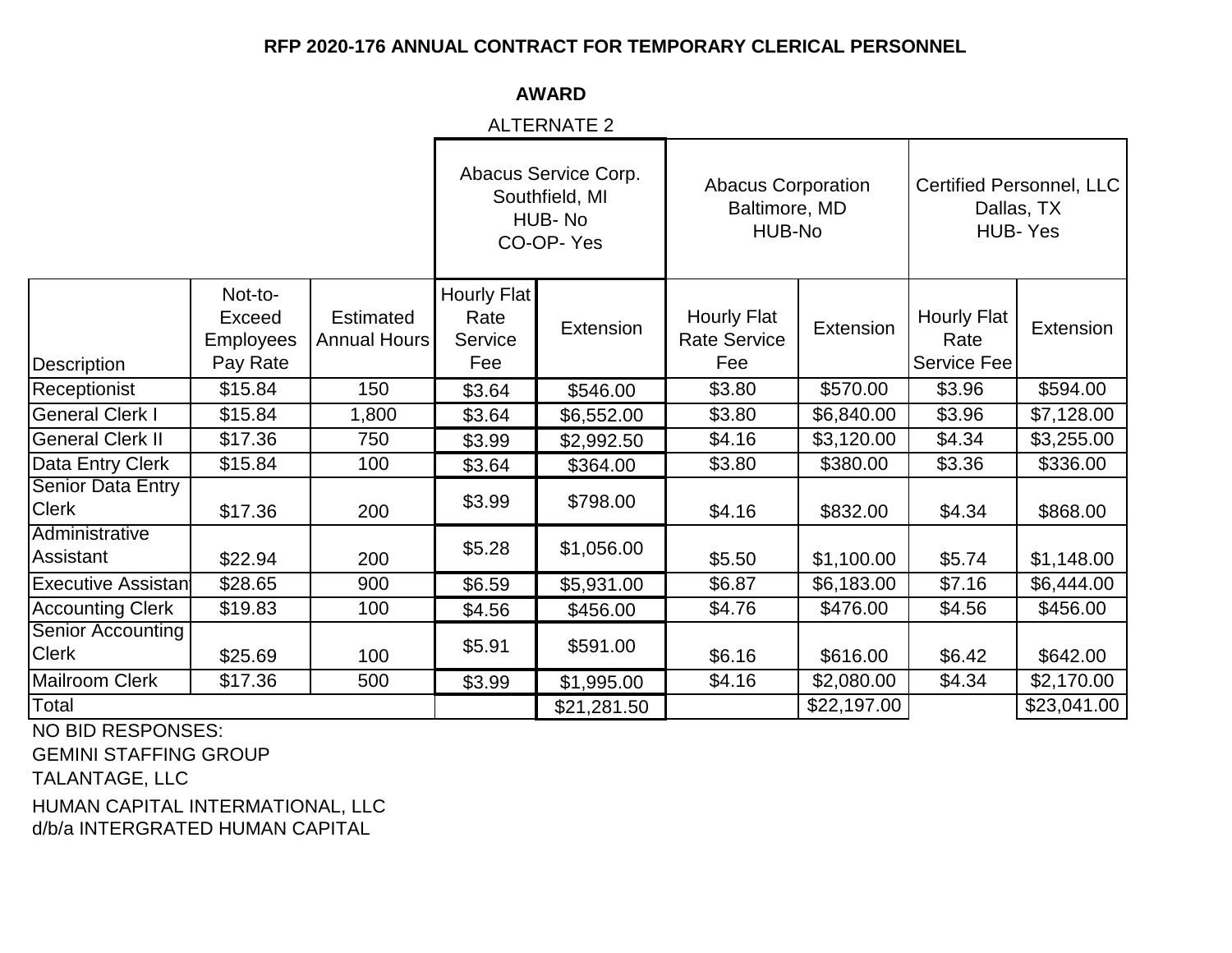**RFP 2020-176 ANNUAL CONTRACT FOR TEMPORARY CLERICAL PERSONNEL**

**AWARD**

ALTERNATE 2

| | | | Abacus Service Corp. Southfield, MI HUB- No CO-OP- Yes | | Abacus Corporation Baltimore, MD HUB-No | | Certified Personnel, LLC Dallas, TX HUB- Yes | |
|---|---|---|---|---|---|---|---|---|
| Description | Not-to-Exceed Employees Pay Rate | Estimated Annual Hours | Hourly Flat Rate Service Fee | Extension | Hourly Flat Rate Service Fee | Extension | Hourly Flat Rate Service Fee | Extension |
| Receptionist | $15.84 | 150 | $3.64 | $546.00 | $3.80 | $570.00 | $3.96 | $594.00 |
| General Clerk I | $15.84 | 1,800 | $3.64 | $6,552.00 | $3.80 | $6,840.00 | $3.96 | $7,128.00 |
| General Clerk II | $17.36 | 750 | $3.99 | $2,992.50 | $4.16 | $3,120.00 | $4.34 | $3,255.00 |
| Data Entry Clerk | $15.84 | 100 | $3.64 | $364.00 | $3.80 | $380.00 | $3.36 | $336.00 |
| Senior Data Entry Clerk | $17.36 | 200 | $3.99 | $798.00 | $4.16 | $832.00 | $4.34 | $868.00 |
| Administrative Assistant | $22.94 | 200 | $5.28 | $1,056.00 | $5.50 | $1,100.00 | $5.74 | $1,148.00 |
| Executive Assistant | $28.65 | 900 | $6.59 | $5,931.00 | $6.87 | $6,183.00 | $7.16 | $6,444.00 |
| Accounting Clerk | $19.83 | 100 | $4.56 | $456.00 | $4.76 | $476.00 | $4.56 | $456.00 |
| Senior Accounting Clerk | $25.69 | 100 | $5.91 | $591.00 | $6.16 | $616.00 | $6.42 | $642.00 |
| Mailroom Clerk | $17.36 | 500 | $3.99 | $1,995.00 | $4.16 | $2,080.00 | $4.34 | $2,170.00 |
| Total | | | | $21,281.50 | | $22,197.00 | | $23,041.00 |

NO BID RESPONSES:

GEMINI STAFFING GROUP

TALANTAGE, LLC

HUMAN CAPITAL INTERMATIONAL, LLC
d/b/a INTERGRATED HUMAN CAPITAL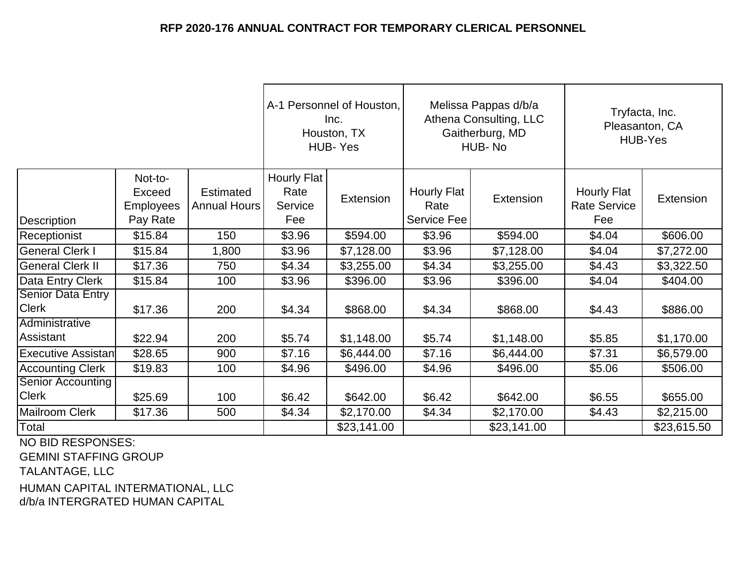# RFP 2020-176 ANNUAL CONTRACT FOR TEMPORARY CLERICAL PERSONNEL

| | | | A-1 Personnel of Houston, Inc. Houston, TX HUB- Yes | | Melissa Pappas d/b/a Athena Consulting, LLC Gaitherburg, MD HUB- No | | Tryfacta, Inc. Pleasanton, CA HUB-Yes | |
|---|---|---|---|---|---|---|---|---|
| Description | Not-to-Exceed Employees Pay Rate | Estimated Annual Hours | Hourly Flat Rate Service Fee | Extension | Hourly Flat Rate Service Fee | Extension | Hourly Flat Rate Service Fee | Extension |
| Receptionist | $15.84 | 150 | $3.96 | $594.00 | $3.96 | $594.00 | $4.04 | $606.00 |
| General Clerk I | $15.84 | 1,800 | $3.96 | $7,128.00 | $3.96 | $7,128.00 | $4.04 | $7,272.00 |
| General Clerk II | $17.36 | 750 | $4.34 | $3,255.00 | $4.34 | $3,255.00 | $4.43 | $3,322.50 |
| Data Entry Clerk | $15.84 | 100 | $3.96 | $396.00 | $3.96 | $396.00 | $4.04 | $404.00 |
| Senior Data Entry Clerk | $17.36 | 200 | $4.34 | $868.00 | $4.34 | $868.00 | $4.43 | $886.00 |
| Administrative Assistant | $22.94 | 200 | $5.74 | $1,148.00 | $5.74 | $1,148.00 | $5.85 | $1,170.00 |
| Executive Assistant | $28.65 | 900 | $7.16 | $6,444.00 | $7.16 | $6,444.00 | $7.31 | $6,579.00 |
| Accounting Clerk | $19.83 | 100 | $4.96 | $496.00 | $4.96 | $496.00 | $5.06 | $506.00 |
| Senior Accounting Clerk | $25.69 | 100 | $6.42 | $642.00 | $6.42 | $642.00 | $6.55 | $655.00 |
| Mailroom Clerk | $17.36 | 500 | $4.34 | $2,170.00 | $4.34 | $2,170.00 | $4.43 | $2,215.00 |
| Total | | | | $23,141.00 | | $23,141.00 | | $23,615.50 |

NO BID RESPONSES:
GEMINI STAFFING GROUP
TALANTAGE, LLC
HUMAN CAPITAL INTERMATIONAL, LLC
d/b/a INTERGRATED HUMAN CAPITAL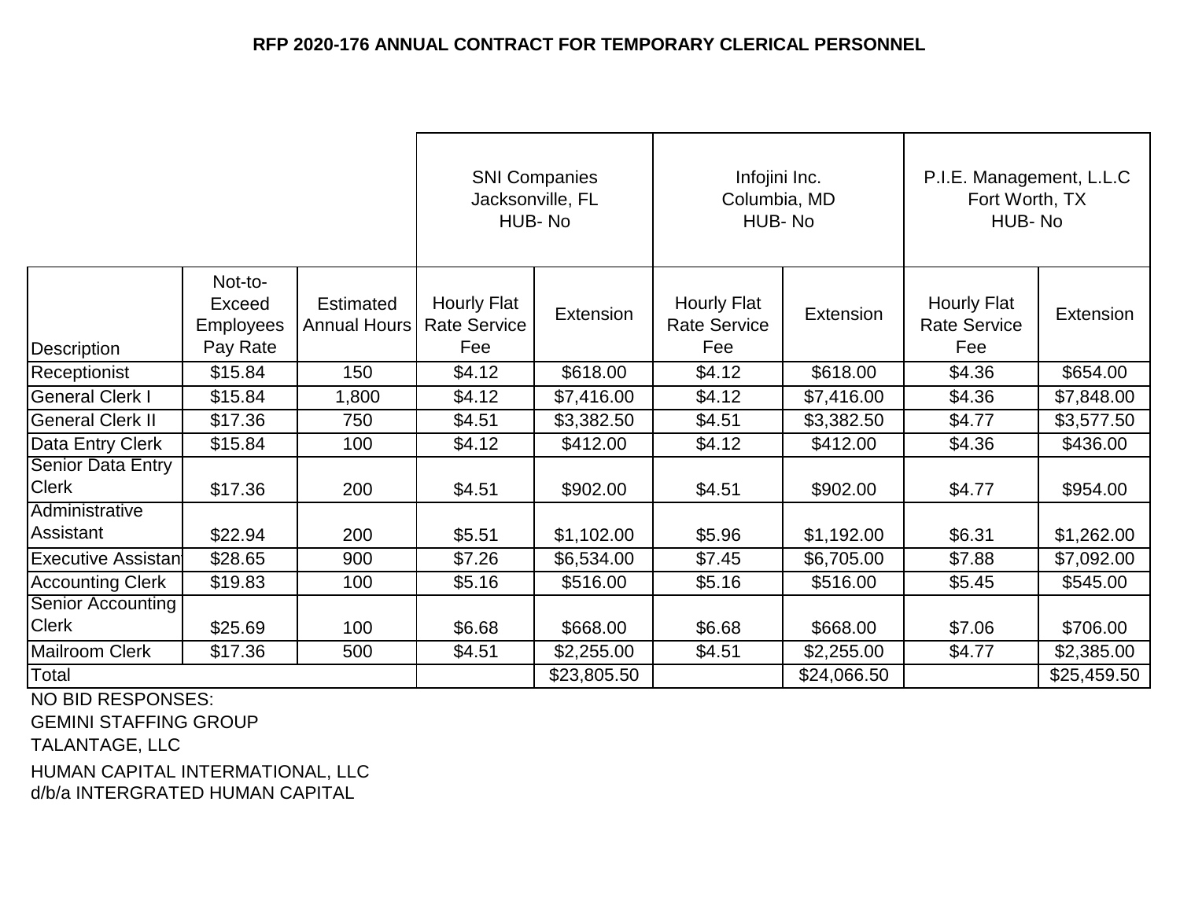**RFP 2020-176 ANNUAL CONTRACT FOR TEMPORARY CLERICAL PERSONNEL**

| | | | SNI Companies Jacksonville, FL HUB- No | | Infojini Inc. Columbia, MD HUB- No | | P.I.E. Management, L.L.C Fort Worth, TX HUB- No | |
|---|---|---|---|---|---|---|---|---|
| Description | Not-to-Exceed Employees Pay Rate | Estimated Annual Hours | Hourly Flat Rate Service Fee | Extension | Hourly Flat Rate Service Fee | Extension | Hourly Flat Rate Service Fee | Extension |
| Receptionist | $15.84 | 150 | $4.12 | $618.00 | $4.12 | $618.00 | $4.36 | $654.00 |
| General Clerk I | $15.84 | 1,800 | $4.12 | $7,416.00 | $4.12 | $7,416.00 | $4.36 | $7,848.00 |
| General Clerk II | $17.36 | 750 | $4.51 | $3,382.50 | $4.51 | $3,382.50 | $4.77 | $3,577.50 |
| Data Entry Clerk | $15.84 | 100 | $4.12 | $412.00 | $4.12 | $412.00 | $4.36 | $436.00 |
| Senior Data Entry Clerk | $17.36 | 200 | $4.51 | $902.00 | $4.51 | $902.00 | $4.77 | $954.00 |
| Administrative Assistant | $22.94 | 200 | $5.51 | $1,102.00 | $5.96 | $1,192.00 | $6.31 | $1,262.00 |
| Executive Assistant | $28.65 | 900 | $7.26 | $6,534.00 | $7.45 | $6,705.00 | $7.88 | $7,092.00 |
| Accounting Clerk | $19.83 | 100 | $5.16 | $516.00 | $5.16 | $516.00 | $5.45 | $545.00 |
| Senior Accounting Clerk | $25.69 | 100 | $6.68 | $668.00 | $6.68 | $668.00 | $7.06 | $706.00 |
| Mailroom Clerk | $17.36 | 500 | $4.51 | $2,255.00 | $4.51 | $2,255.00 | $4.77 | $2,385.00 |
| Total | | | | $23,805.50 | | $24,066.50 | | $25,459.50 |

NO BID RESPONSES:
GEMINI STAFFING GROUP
TALANTAGE, LLC
HUMAN CAPITAL INTERMATIONAL, LLC
d/b/a INTERGRATED HUMAN CAPITAL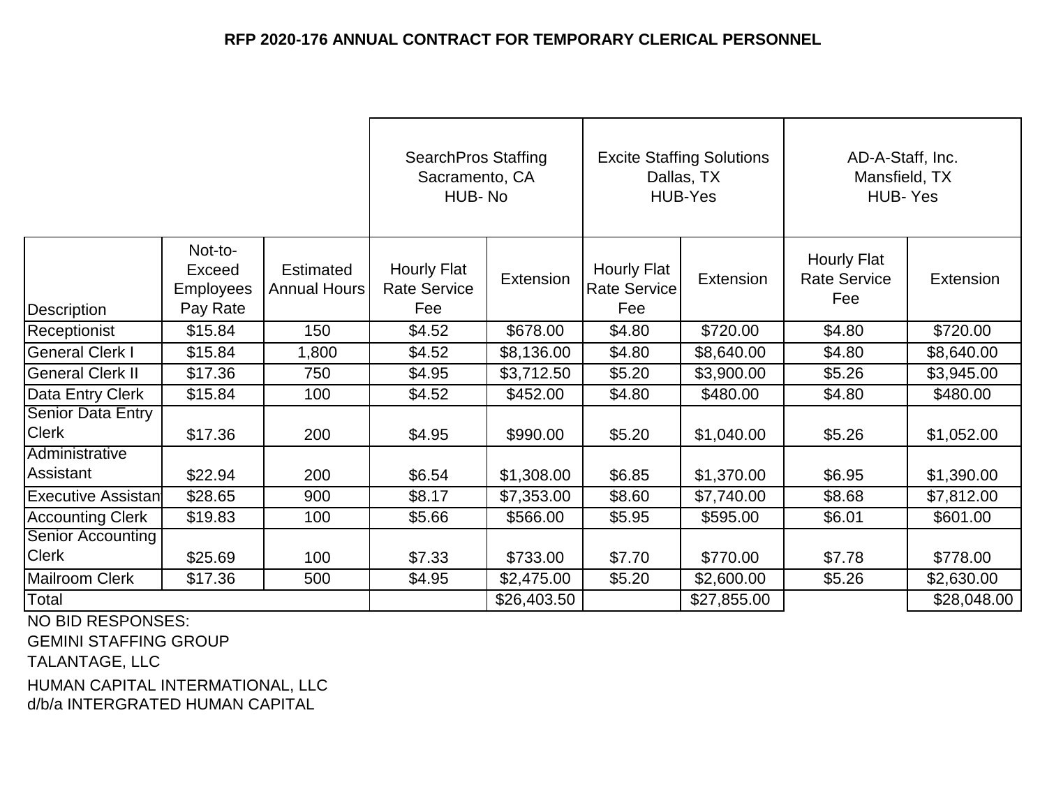# RFP 2020-176 ANNUAL CONTRACT FOR TEMPORARY CLERICAL PERSONNEL

| | | | SearchPros Staffing Sacramento, CA HUB- No | | Excite Staffing Solutions Dallas, TX HUB-Yes | | AD-A-Staff, Inc. Mansfield, TX HUB- Yes | |
|---|---|---|---|---|---|---|---|---|
| Description | Not-to-Exceed Employees Pay Rate | Estimated Annual Hours | Hourly Flat Rate Service Fee | Extension | Hourly Flat Rate Service Fee | Extension | Hourly Flat Rate Service Fee | Extension |
| Receptionist | $15.84 | 150 | $4.52 | $678.00 | $4.80 | $720.00 | $4.80 | $720.00 |
| General Clerk I | $15.84 | 1,800 | $4.52 | $8,136.00 | $4.80 | $8,640.00 | $4.80 | $8,640.00 |
| General Clerk II | $17.36 | 750 | $4.95 | $3,712.50 | $5.20 | $3,900.00 | $5.26 | $3,945.00 |
| Data Entry Clerk | $15.84 | 100 | $4.52 | $452.00 | $4.80 | $480.00 | $4.80 | $480.00 |
| Senior Data Entry Clerk | $17.36 | 200 | $4.95 | $990.00 | $5.20 | $1,040.00 | $5.26 | $1,052.00 |
| Administrative Assistant | $22.94 | 200 | $6.54 | $1,308.00 | $6.85 | $1,370.00 | $6.95 | $1,390.00 |
| Executive Assistant | $28.65 | 900 | $8.17 | $7,353.00 | $8.60 | $7,740.00 | $8.68 | $7,812.00 |
| Accounting Clerk | $19.83 | 100 | $5.66 | $566.00 | $5.95 | $595.00 | $6.01 | $601.00 |
| Senior Accounting Clerk | $25.69 | 100 | $7.33 | $733.00 | $7.70 | $770.00 | $7.78 | $778.00 |
| Mailroom Clerk | $17.36 | 500 | $4.95 | $2,475.00 | $5.20 | $2,600.00 | $5.26 | $2,630.00 |
| Total | | | | $26,403.50 | | $27,855.00 | | $28,048.00 |

NO BID RESPONSES:

GEMINI STAFFING GROUP

TALANTAGE, LLC

HUMAN CAPITAL INTERMATIONAL, LLC
d/b/a INTERGRATED HUMAN CAPITAL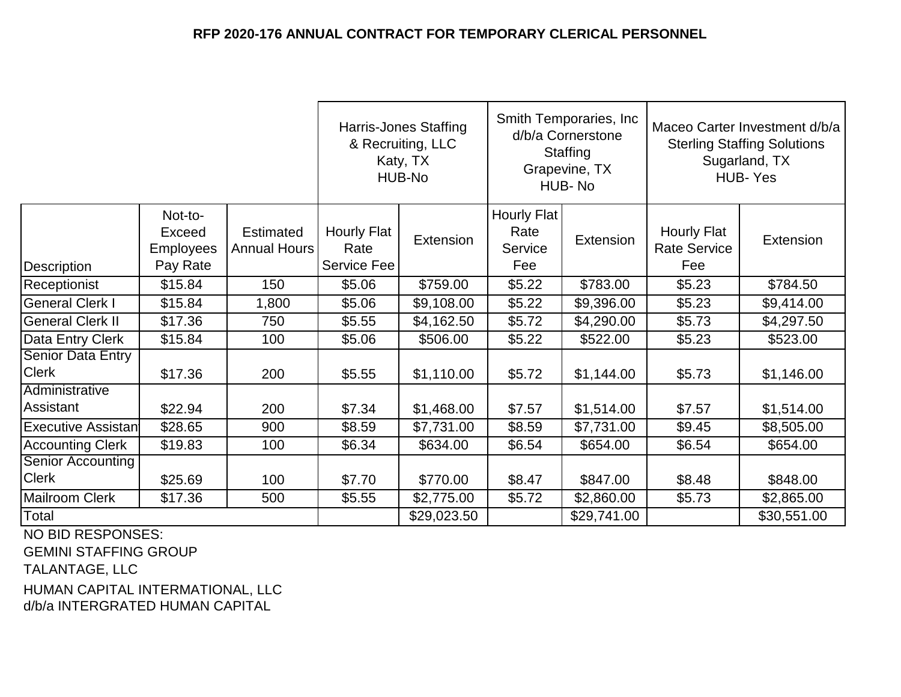**RFP 2020-176 ANNUAL CONTRACT FOR TEMPORARY CLERICAL PERSONNEL**

| | | | Harris-Jones Staffing & Recruiting, LLC Katy, TX HUB-No | | Smith Temporaries, Inc d/b/a Cornerstone Staffing Grapevine, TX HUB- No | | Maceo Carter Investment d/b/a Sterling Staffing Solutions Sugarland, TX HUB- Yes | |
|---|---|---|---|---|---|---|---|---|
| Description | Not-to-Exceed Employees Pay Rate | Estimated Annual Hours | Hourly Flat Rate Service Fee | Extension | Hourly Flat Rate Service Fee | Extension | Hourly Flat Rate Service Fee | Extension |
| Receptionist | $15.84 | 150 | $5.06 | $759.00 | $5.22 | $783.00 | $5.23 | $784.50 |
| General Clerk I | $15.84 | 1,800 | $5.06 | $9,108.00 | $5.22 | $9,396.00 | $5.23 | $9,414.00 |
| General Clerk II | $17.36 | 750 | $5.55 | $4,162.50 | $5.72 | $4,290.00 | $5.73 | $4,297.50 |
| Data Entry Clerk | $15.84 | 100 | $5.06 | $506.00 | $5.22 | $522.00 | $5.23 | $523.00 |
| Senior Data Entry Clerk | $17.36 | 200 | $5.55 | $1,110.00 | $5.72 | $1,144.00 | $5.73 | $1,146.00 |
| Administrative Assistant | $22.94 | 200 | $7.34 | $1,468.00 | $7.57 | $1,514.00 | $7.57 | $1,514.00 |
| Executive Assistant | $28.65 | 900 | $8.59 | $7,731.00 | $8.59 | $7,731.00 | $9.45 | $8,505.00 |
| Accounting Clerk | $19.83 | 100 | $6.34 | $634.00 | $6.54 | $654.00 | $6.54 | $654.00 |
| Senior Accounting Clerk | $25.69 | 100 | $7.70 | $770.00 | $8.47 | $847.00 | $8.48 | $848.00 |
| Mailroom Clerk | $17.36 | 500 | $5.55 | $2,775.00 | $5.72 | $2,860.00 | $5.73 | $2,865.00 |
| Total | | | | $29,023.50 | | $29,741.00 | | $30,551.00 |

NO BID RESPONSES:
GEMINI STAFFING GROUP
TALANTAGE, LLC
HUMAN CAPITAL INTERMATIONAL, LLC
d/b/a INTERGRATED HUMAN CAPITAL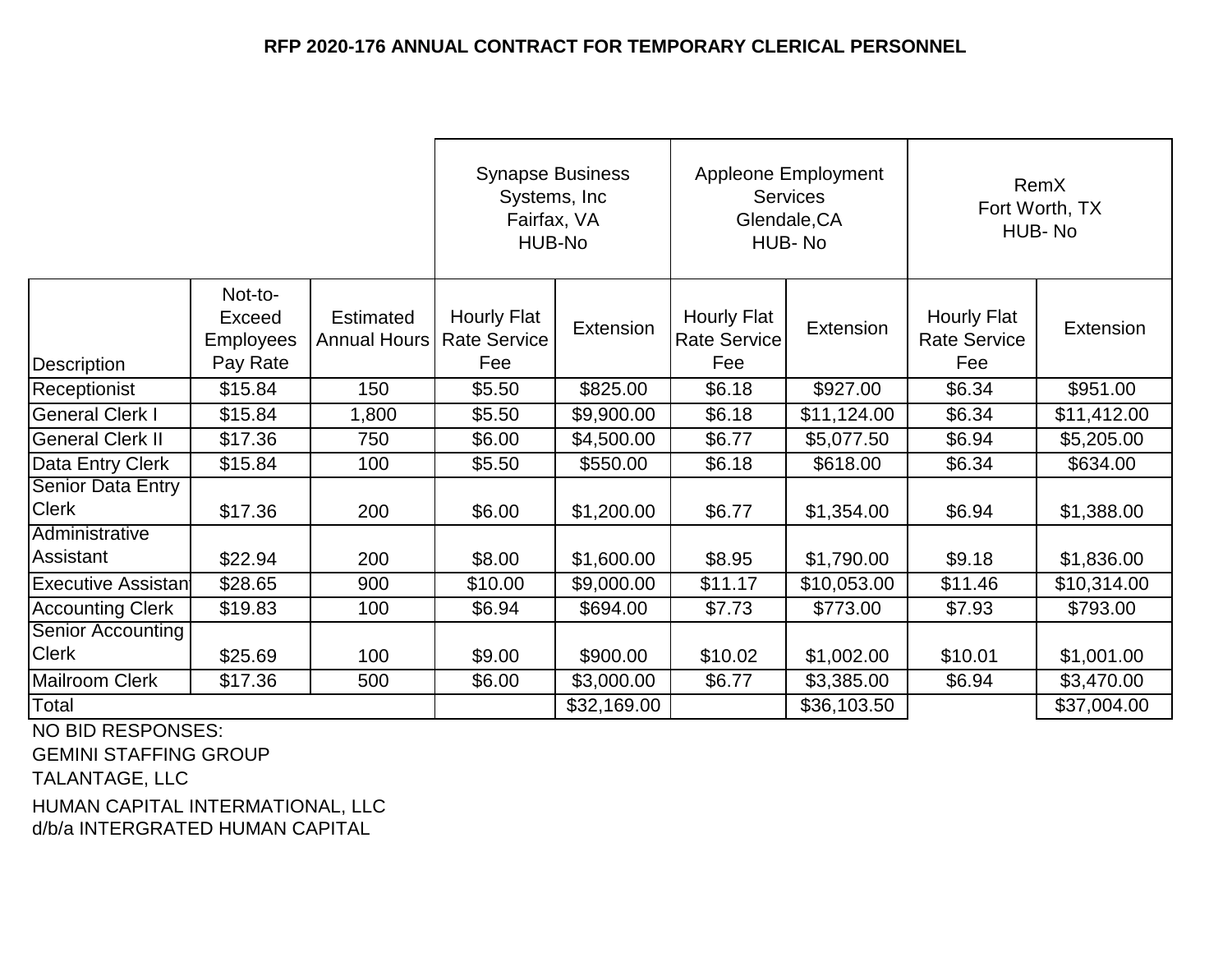**RFP 2020-176 ANNUAL CONTRACT FOR TEMPORARY CLERICAL PERSONNEL**

| | | | Synapse Business Systems, Inc Fairfax, VA HUB-No | | Appleone Employment Services Glendale,CA HUB- No | | RemX Fort Worth, TX HUB- No | |
|---|---|---|---|---|---|---|---|---|
| Description | Not-to-Exceed Employees Pay Rate | Estimated Annual Hours | Hourly Flat Rate Service Fee | Extension | Hourly Flat Rate Service Fee | Extension | Hourly Flat Rate Service Fee | Extension |
| Receptionist | $15.84 | 150 | $5.50 | $825.00 | $6.18 | $927.00 | $6.34 | $951.00 |
| General Clerk I | $15.84 | 1,800 | $5.50 | $9,900.00 | $6.18 | $11,124.00 | $6.34 | $11,412.00 |
| General Clerk II | $17.36 | 750 | $6.00 | $4,500.00 | $6.77 | $5,077.50 | $6.94 | $5,205.00 |
| Data Entry Clerk | $15.84 | 100 | $5.50 | $550.00 | $6.18 | $618.00 | $6.34 | $634.00 |
| Senior Data Entry Clerk | $17.36 | 200 | $6.00 | $1,200.00 | $6.77 | $1,354.00 | $6.94 | $1,388.00 |
| Administrative Assistant | $22.94 | 200 | $8.00 | $1,600.00 | $8.95 | $1,790.00 | $9.18 | $1,836.00 |
| Executive Assistant | $28.65 | 900 | $10.00 | $9,000.00 | $11.17 | $10,053.00 | $11.46 | $10,314.00 |
| Accounting Clerk | $19.83 | 100 | $6.94 | $694.00 | $7.73 | $773.00 | $7.93 | $793.00 |
| Senior Accounting Clerk | $25.69 | 100 | $9.00 | $900.00 | $10.02 | $1,002.00 | $10.01 | $1,001.00 |
| Mailroom Clerk | $17.36 | 500 | $6.00 | $3,000.00 | $6.77 | $3,385.00 | $6.94 | $3,470.00 |
| Total | | | | $32,169.00 | | $36,103.50 | | $37,004.00 |

NO BID RESPONSES:

GEMINI STAFFING GROUP

TALANTAGE, LLC

HUMAN CAPITAL INTERMATIONAL, LLC
d/b/a INTERGRATED HUMAN CAPITAL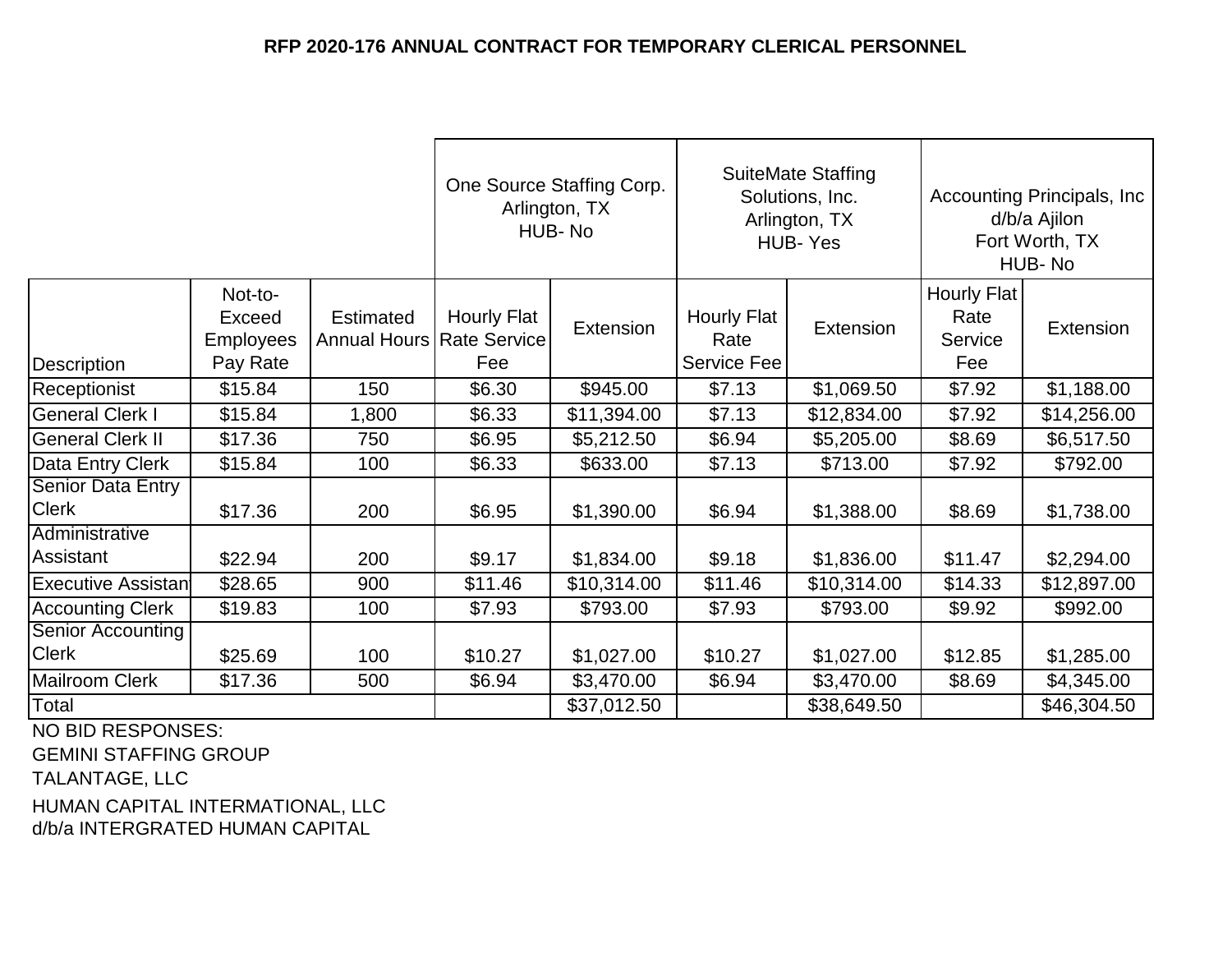# RFP 2020-176 ANNUAL CONTRACT FOR TEMPORARY CLERICAL PERSONNEL

| | | | One Source Staffing Corp. Arlington, TX HUB- No | | SuiteMate Staffing Solutions, Inc. Arlington, TX HUB- Yes | | Accounting Principals, Inc d/b/a Ajilon Fort Worth, TX HUB- No | |
|---|---|---|---|---|---|---|---|---|
| Description | Not-to-Exceed Employees Pay Rate | Estimated Annual Hours | Hourly Flat Rate Service Fee | Extension | Hourly Flat Rate Service Fee | Extension | Hourly Flat Rate Service Fee | Extension |
| Receptionist | $15.84 | 150 | $6.30 | $945.00 | $7.13 | $1,069.50 | $7.92 | $1,188.00 |
| General Clerk I | $15.84 | 1,800 | $6.33 | $11,394.00 | $7.13 | $12,834.00 | $7.92 | $14,256.00 |
| General Clerk II | $17.36 | 750 | $6.95 | $5,212.50 | $6.94 | $5,205.00 | $8.69 | $6,517.50 |
| Data Entry Clerk | $15.84 | 100 | $6.33 | $633.00 | $7.13 | $713.00 | $7.92 | $792.00 |
| Senior Data Entry Clerk | $17.36 | 200 | $6.95 | $1,390.00 | $6.94 | $1,388.00 | $8.69 | $1,738.00 |
| Administrative Assistant | $22.94 | 200 | $9.17 | $1,834.00 | $9.18 | $1,836.00 | $11.47 | $2,294.00 |
| Executive Assistant | $28.65 | 900 | $11.46 | $10,314.00 | $11.46 | $10,314.00 | $14.33 | $12,897.00 |
| Accounting Clerk | $19.83 | 100 | $7.93 | $793.00 | $7.93 | $793.00 | $9.92 | $992.00 |
| Senior Accounting Clerk | $25.69 | 100 | $10.27 | $1,027.00 | $10.27 | $1,027.00 | $12.85 | $1,285.00 |
| Mailroom Clerk | $17.36 | 500 | $6.94 | $3,470.00 | $6.94 | $3,470.00 | $8.69 | $4,345.00 |
| Total | | | | $37,012.50 | | $38,649.50 | | $46,304.50 |

NO BID RESPONSES:

GEMINI STAFFING GROUP

TALANTAGE, LLC

HUMAN CAPITAL INTERMATIONAL, LLC
d/b/a INTERGRATED HUMAN CAPITAL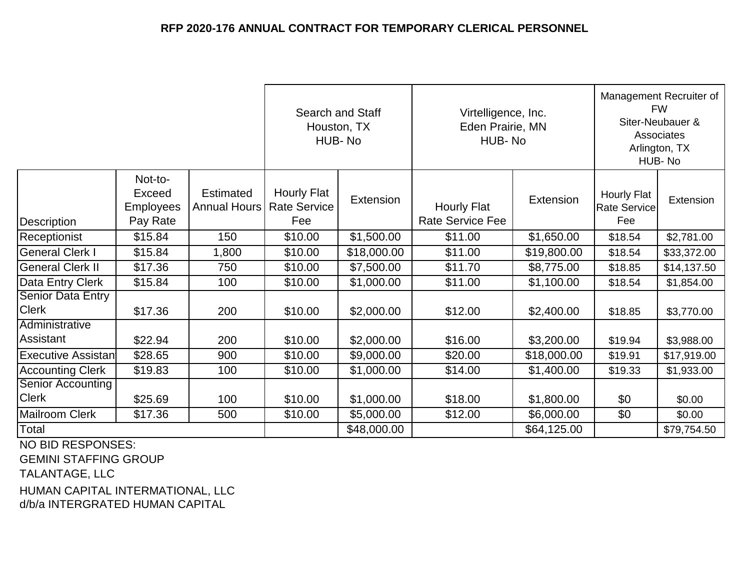# RFP 2020-176 ANNUAL CONTRACT FOR TEMPORARY CLERICAL PERSONNEL

| | | | Search and Staff Houston, TX HUB- No | | Virtelligence, Inc. Eden Prairie, MN HUB- No | | Management Recruiter of FW Siter-Neubauer & Associates Arlington, TX HUB- No | |
|---|---|---|---|---|---|---|---|---|
| Description | Not-to-Exceed Employees Pay Rate | Estimated Annual Hours | Hourly Flat Rate Service Fee | Extension | Hourly Flat Rate Service Fee | Extension | Hourly Flat Rate Service Fee | Extension |
| Receptionist | $15.84 | 150 | $10.00 | $1,500.00 | $11.00 | $1,650.00 | $18.54 | $2,781.00 |
| General Clerk I | $15.84 | 1,800 | $10.00 | $18,000.00 | $11.00 | $19,800.00 | $18.54 | $33,372.00 |
| General Clerk II | $17.36 | 750 | $10.00 | $7,500.00 | $11.70 | $8,775.00 | $18.85 | $14,137.50 |
| Data Entry Clerk | $15.84 | 100 | $10.00 | $1,000.00 | $11.00 | $1,100.00 | $18.54 | $1,854.00 |
| Senior Data Entry Clerk | $17.36 | 200 | $10.00 | $2,000.00 | $12.00 | $2,400.00 | $18.85 | $3,770.00 |
| Administrative Assistant | $22.94 | 200 | $10.00 | $2,000.00 | $16.00 | $3,200.00 | $19.94 | $3,988.00 |
| Executive Assistant | $28.65 | 900 | $10.00 | $9,000.00 | $20.00 | $18,000.00 | $19.91 | $17,919.00 |
| Accounting Clerk | $19.83 | 100 | $10.00 | $1,000.00 | $14.00 | $1,400.00 | $19.33 | $1,933.00 |
| Senior Accounting Clerk | $25.69 | 100 | $10.00 | $1,000.00 | $18.00 | $1,800.00 | $0 | $0.00 |
| Mailroom Clerk | $17.36 | 500 | $10.00 | $5,000.00 | $12.00 | $6,000.00 | $0 | $0.00 |
| Total | | | | $48,000.00 | | $64,125.00 | | $79,754.50 |

NO BID RESPONSES:

GEMINI STAFFING GROUP

TALANTAGE, LLC

HUMAN CAPITAL INTERMATIONAL, LLC
d/b/a INTERGRATED HUMAN CAPITAL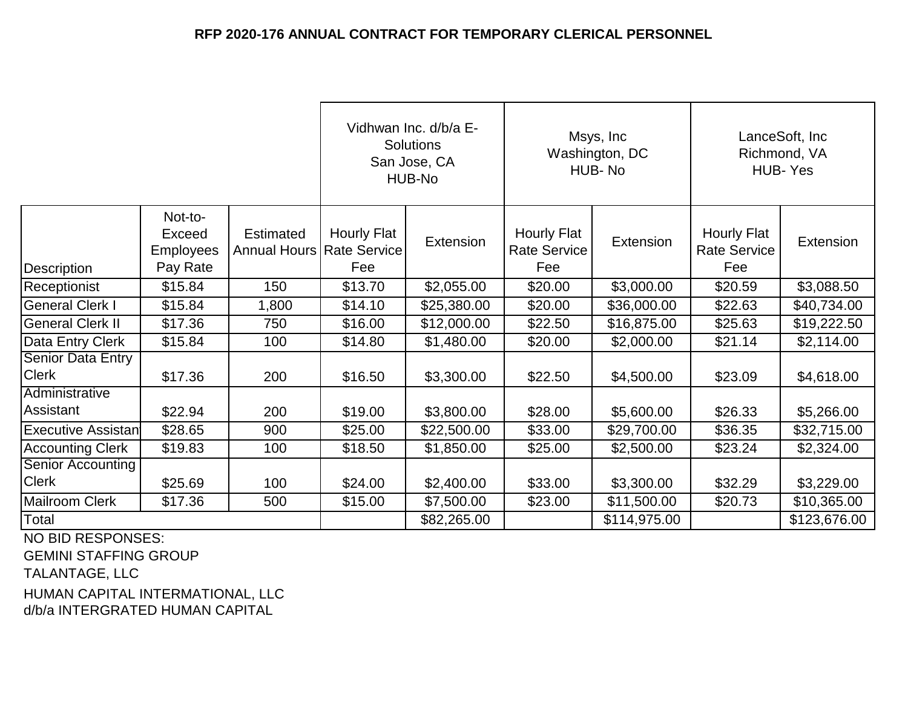# RFP 2020-176 ANNUAL CONTRACT FOR TEMPORARY CLERICAL PERSONNEL

| | | | Vidhwan Inc. d/b/a E-Solutions San Jose, CA HUB-No | | Msys, Inc Washington, DC HUB- No | | LanceSoft, Inc Richmond, VA HUB- Yes | |
|---|---|---|---|---|---|---|---|---|
| Description | Not-to-Exceed Employees Pay Rate | Estimated Annual Hours | Hourly Flat Rate Service Fee | Extension | Hourly Flat Rate Service Fee | Extension | Hourly Flat Rate Service Fee | Extension |
| Receptionist | $15.84 | 150 | $13.70 | $2,055.00 | $20.00 | $3,000.00 | $20.59 | $3,088.50 |
| General Clerk I | $15.84 | 1,800 | $14.10 | $25,380.00 | $20.00 | $36,000.00 | $22.63 | $40,734.00 |
| General Clerk II | $17.36 | 750 | $16.00 | $12,000.00 | $22.50 | $16,875.00 | $25.63 | $19,222.50 |
| Data Entry Clerk | $15.84 | 100 | $14.80 | $1,480.00 | $20.00 | $2,000.00 | $21.14 | $2,114.00 |
| Senior Data Entry Clerk | $17.36 | 200 | $16.50 | $3,300.00 | $22.50 | $4,500.00 | $23.09 | $4,618.00 |
| Administrative Assistant | $22.94 | 200 | $19.00 | $3,800.00 | $28.00 | $5,600.00 | $26.33 | $5,266.00 |
| Executive Assistant | $28.65 | 900 | $25.00 | $22,500.00 | $33.00 | $29,700.00 | $36.35 | $32,715.00 |
| Accounting Clerk | $19.83 | 100 | $18.50 | $1,850.00 | $25.00 | $2,500.00 | $23.24 | $2,324.00 |
| Senior Accounting Clerk | $25.69 | 100 | $24.00 | $2,400.00 | $33.00 | $3,300.00 | $32.29 | $3,229.00 |
| Mailroom Clerk | $17.36 | 500 | $15.00 | $7,500.00 | $23.00 | $11,500.00 | $20.73 | $10,365.00 |
| Total | | | | $82,265.00 | | $114,975.00 | | $123,676.00 |

NO BID RESPONSES:
GEMINI STAFFING GROUP
TALANTAGE, LLC
HUMAN CAPITAL INTERMATIONAL, LLC d/b/a INTERGRATED HUMAN CAPITAL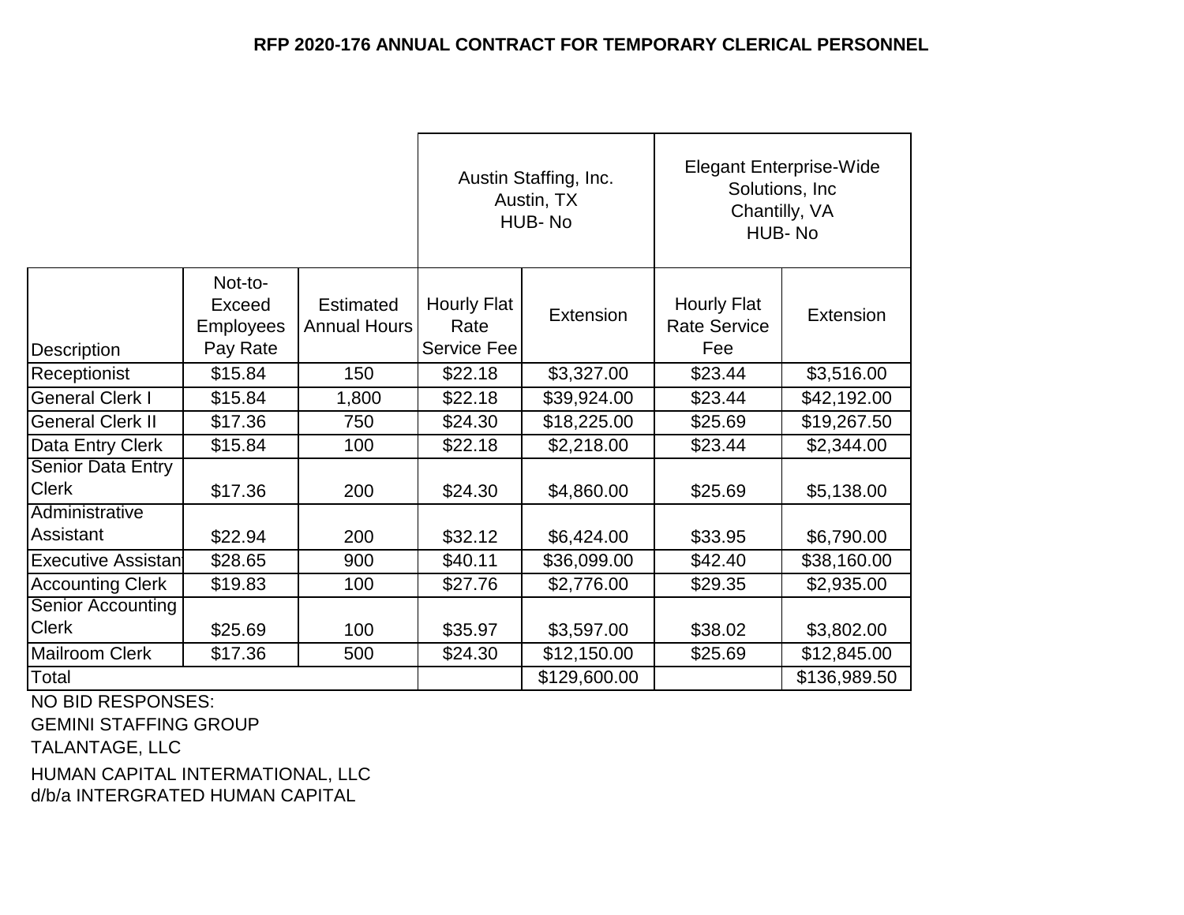# RFP 2020-176 ANNUAL CONTRACT FOR TEMPORARY CLERICAL PERSONNEL

| | | | Austin Staffing, Inc. Austin, TX HUB- No | | Elegant Enterprise-Wide Solutions, Inc Chantilly, VA HUB- No | |
|---|---|---|---|---|---|---|
| Description | Not-to-Exceed Employees Pay Rate | Estimated Annual Hours | Hourly Flat Rate Service Fee | Extension | Hourly Flat Rate Service Fee | Extension |
| Receptionist | $15.84 | 150 | $22.18 | $3,327.00 | $23.44 | $3,516.00 |
| General Clerk I | $15.84 | 1,800 | $22.18 | $39,924.00 | $23.44 | $42,192.00 |
| General Clerk II | $17.36 | 750 | $24.30 | $18,225.00 | $25.69 | $19,267.50 |
| Data Entry Clerk | $15.84 | 100 | $22.18 | $2,218.00 | $23.44 | $2,344.00 |
| Senior Data Entry Clerk | $17.36 | 200 | $24.30 | $4,860.00 | $25.69 | $5,138.00 |
| Administrative Assistant | $22.94 | 200 | $32.12 | $6,424.00 | $33.95 | $6,790.00 |
| Executive Assistant | $28.65 | 900 | $40.11 | $36,099.00 | $42.40 | $38,160.00 |
| Accounting Clerk | $19.83 | 100 | $27.76 | $2,776.00 | $29.35 | $2,935.00 |
| Senior Accounting Clerk | $25.69 | 100 | $35.97 | $3,597.00 | $38.02 | $3,802.00 |
| Mailroom Clerk | $17.36 | 500 | $24.30 | $12,150.00 | $25.69 | $12,845.00 |
| Total | | | | $129,600.00 | | $136,989.50 |

NO BID RESPONSES:

GEMINI STAFFING GROUP

TALANTAGE, LLC

HUMAN CAPITAL INTERMATIONAL, LLC
d/b/a INTERGRATED HUMAN CAPITAL